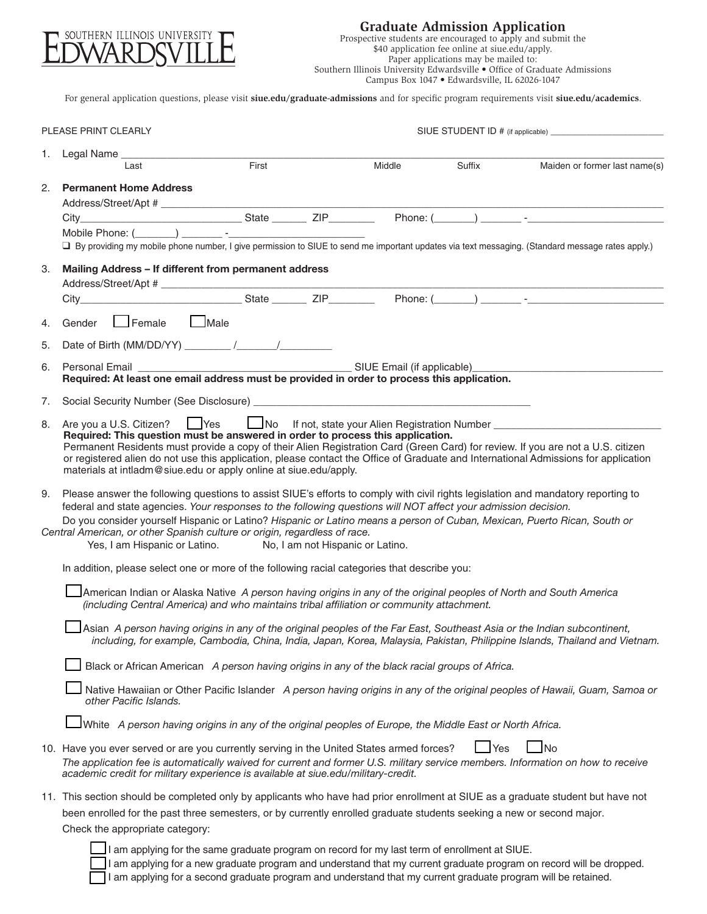SOUTHERN ILLINOIS UNIVERSITY EDWARDSVILLE

# Graduate Admission Application

Prospective students are encouraged to apply and submit the $40 application fee online at siue.edu/apply.
Paper applications may be mailed to:
Southern Illinois University Edwardsville • Office of Graduate Admissions
Campus Box 1047 • Edwardsville, IL 62026-1047

For general application questions, please visit **siue.edu/graduate-admissions** and for specific program requirements visit **siue.edu/academics**.

PLEASE PRINT CLEARLY SIUE STUDENT ID # (if applicable) ________________________

1. Legal Name ______________________________________________________________________________
   Last First Middle Suffix Maiden or former last name(s)

2. **Permanent Home Address**
   Address/Street/Apt # ________________________________________________________________
   City____________________________ State ______ ZIP________ Phone: (_______) _______ -________________________
   Mobile Phone: (_______) _______ -________________________
   ☐ By providing my mobile phone number, I give permission to SIUE to send me important updates via text messaging. (Standard message rates apply.)

3. **Mailing Address – If different from permanent address**
   Address/Street/Apt # ________________________________________________________________
   City____________________________ State ______ ZIP________ Phone: (_______) _______ -________________________

4. Gender ☐ Female ☐ Male

5. Date of Birth (MM/DD/YY) ________ /_______/_________

6. Personal Email ____________________________________ SIUE Email (if applicable)________________________________
   **Required: At least one email address must be provided in order to process this application.**

7. Social Security Number (See Disclosure) __________________________________________________

8. Are you a U.S. Citizen? ☐ Yes ☐ No If not, state your Alien Registration Number ____________________________
   **Required: This question must be answered in order to process this application.**
   Permanent Residents must provide a copy of their Alien Registration Card (Green Card) for review. If you are not a U.S. citizen or registered alien do not use this application, please contact the Office of Graduate and International Admissions for application materials at intladm@siue.edu or apply online at siue.edu/apply.

9. Please answer the following questions to assist SIUE's efforts to comply with civil rights legislation and mandatory reporting to federal and state agencies. *Your responses to the following questions will NOT affect your admission decision.*
   Do you consider yourself Hispanic or Latino? *Hispanic or Latino means a person of Cuban, Mexican, Puerto Rican, South or Central American, or other Spanish culture or origin, regardless of race.*
   Yes, I am Hispanic or Latino. No, I am not Hispanic or Latino.

   In addition, please select one or more of the following racial categories that describe you:

   ☐ American Indian or Alaska Native *A person having origins in any of the original peoples of North and South America (including Central America) and who maintains tribal affiliation or community attachment.*

   ☐ Asian *A person having origins in any of the original peoples of the Far East, Southeast Asia or the Indian subcontinent, including, for example, Cambodia, China, India, Japan, Korea, Malaysia, Pakistan, Philippine Islands, Thailand and Vietnam.*

   ☐ Black or African American *A person having origins in any of the black racial groups of Africa.*

   ☐ Native Hawaiian or Other Pacific Islander *A person having origins in any of the original peoples of Hawaii, Guam, Samoa or other Pacific Islands.*

   ☐ White *A person having origins in any of the original peoples of Europe, the Middle East or North Africa.*

10. Have you ever served or are you currently serving in the United States armed forces? ☐ Yes ☐ No
    *The application fee is automatically waived for current and former U.S. military service members. Information on how to receive academic credit for military experience is available at siue.edu/military-credit.*

11. This section should be completed only by applicants who have had prior enrollment at SIUE as a graduate student but have not been enrolled for the past three semesters, or by currently enrolled graduate students seeking a new or second major.
    Check the appropriate category:

    ☐ I am applying for the same graduate program on record for my last term of enrollment at SIUE.
    ☐ I am applying for a new graduate program and understand that my current graduate program on record will be dropped.
    ☐ I am applying for a second graduate program and understand that my current graduate program will be retained.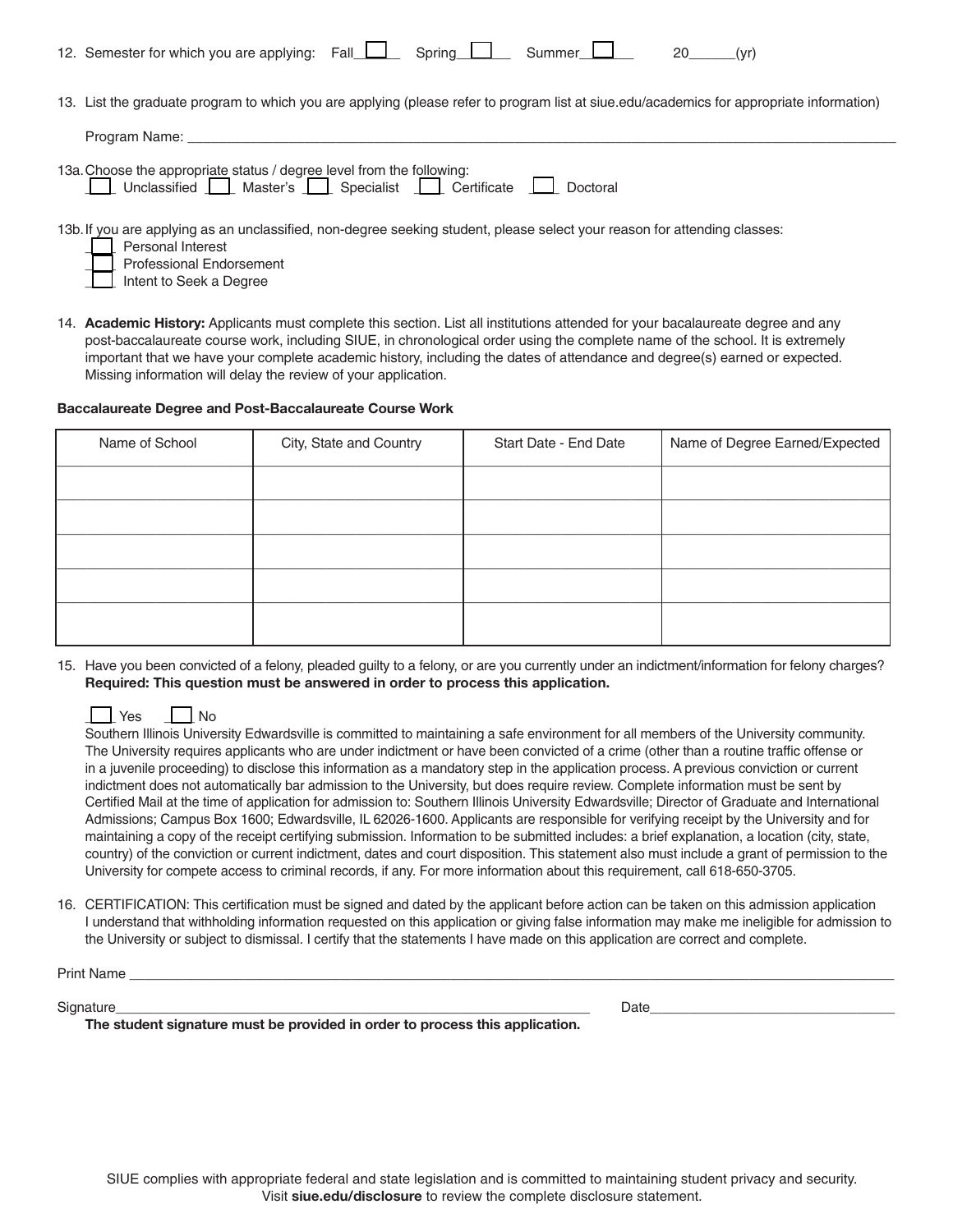12. Semester for which you are applying: Fall ☐ Spring ☐ Summer ☐ 20______(yr)

13. List the graduate program to which you are applying (please refer to program list at siue.edu/academics for appropriate information)

Program Name: ____________________________________________

13a. Choose the appropriate status / degree level from the following:
☐ Unclassified ☐ Master's ☐ Specialist ☐ Certificate ☐ Doctoral

13b. If you are applying as an unclassified, non-degree seeking student, please select your reason for attending classes:
☐ Personal Interest
☐ Professional Endorsement
☐ Intent to Seek a Degree

14. **Academic History:** Applicants must complete this section. List all institutions attended for your bacalaureate degree and any post-baccalaureate course work, including SIUE, in chronological order using the complete name of the school. It is extremely important that we have your complete academic history, including the dates of attendance and degree(s) earned or expected. Missing information will delay the review of your application.

**Baccalaureate Degree and Post-Baccalaureate Course Work**

| Name of School | City, State and Country | Start Date - End Date | Name of Degree Earned/Expected |
|---|---|---|---|
| | | | |
| | | | |
| | | | |
| | | | |
| | | | |

15. Have you been convicted of a felony, pleaded guilty to a felony, or are you currently under an indictment/information for felony charges? **Required: This question must be answered in order to process this application.**

☐ Yes ☐ No

Southern Illinois University Edwardsville is committed to maintaining a safe environment for all members of the University community. The University requires applicants who are under indictment or have been convicted of a crime (other than a routine traffic offense or in a juvenile proceeding) to disclose this information as a mandatory step in the application process. A previous conviction or current indictment does not automatically bar admission to the University, but does require review. Complete information must be sent by Certified Mail at the time of application for admission to: Southern Illinois University Edwardsville; Director of Graduate and International Admissions; Campus Box 1600; Edwardsville, IL 62026-1600. Applicants are responsible for verifying receipt by the University and for maintaining a copy of the receipt certifying submission. Information to be submitted includes: a brief explanation, a location (city, state, country) of the conviction or current indictment, dates and court disposition. This statement also must include a grant of permission to the University for compete access to criminal records, if any. For more information about this requirement, call 618-650-3705.

16. CERTIFICATION: This certification must be signed and dated by the applicant before action can be taken on this admission application I understand that withholding information requested on this application or giving false information may make me ineligible for admission to the University or subject to dismissal. I certify that the statements I have made on this application are correct and complete.

Print Name ____________________________________________

Signature ______________________________ Date ______________________

**The student signature must be provided in order to process this application.**

SIUE complies with appropriate federal and state legislation and is committed to maintaining student privacy and security. Visit **siue.edu/disclosure** to review the complete disclosure statement.